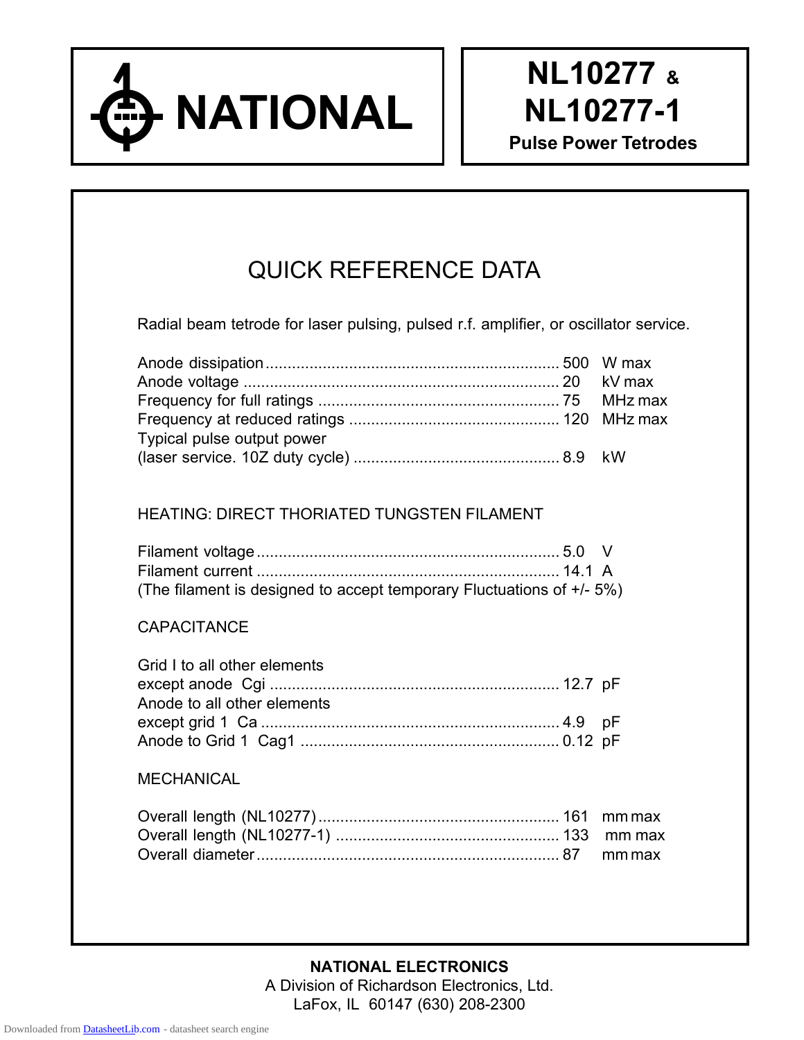# NATIONAL

# NL10277 & NL10277-1

**Pulse Power Tetrodes**

## QUICK REFERENCE DATA

Radial beam tetrode for laser pulsing, pulsed r.f. amplifier, or oscillator service.

| | | |
|---|---|---|
| Anode dissipation | 500 | W max |
| Anode voltage | 20 | kV max |
| Frequency for full ratings | 75 | MHz max |
| Frequency at reduced ratings | 120 | MHz max |
| Typical pulse output power (laser service. 10Z duty cycle) | 8.9 | kW |

### HEATING: DIRECT THORIATED TUNGSTEN FILAMENT

| | | |
|---|---|---|
| Filament voltage | 5.0 | V |
| Filament current | 14.1 | A |

(The filament is designed to accept temporary Fluctuations of +/- 5%)

### CAPACITANCE

| | | |
|---|---|---|
| Grid I to all other elements except anode Cgi | 12.7 | pF |
| Anode to all other elements except grid 1 Ca | 4.9 | pF |
| Anode to Grid 1 Cag1 | 0.12 | pF |

### MECHANICAL

| | | |
|---|---|---|
| Overall length (NL10277) | 161 | mm max |
| Overall length (NL10277-1) | 133 | mm max |
| Overall diameter | 87 | mm max |

**NATIONAL ELECTRONICS**
A Division of Richardson Electronics, Ltd.
LaFox, IL 60147 (630) 208-2300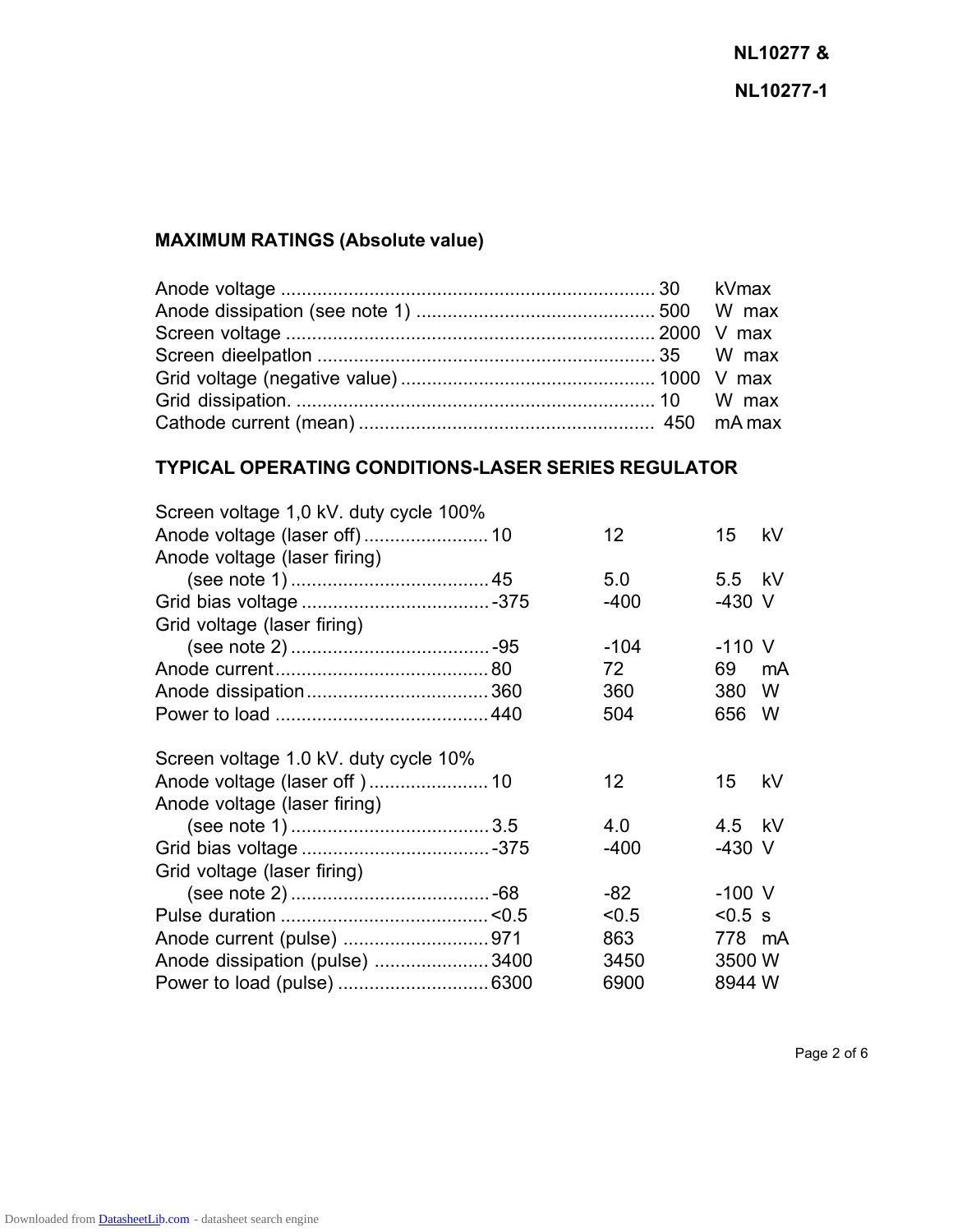## MAXIMUM RATINGS (Absolute value)

| | | |
|---|---|---|
| Anode voltage | 30 | kVmax |
| Anode dissipation (see note 1) | 500 | W max |
| Screen voltage | 2000 | V max |
| Screen dieelpatlon | 35 | W max |
| Grid voltage (negative value) | 1000 | V max |
| Grid dissipation. | 10 | W max |
| Cathode current (mean) | 450 | mA max |

## TYPICAL OPERATING CONDITIONS-LASER SERIES REGULATOR

Screen voltage 1,0 kV. duty cycle 100%

| | | | | |
|---|---|---|---|---|
| Anode voltage (laser off) | 10 | 12 | 15 | kV |
| Anode voltage (laser firing) (see note 1) | 45 | 5.0 | 5.5 | kV |
| Grid bias voltage | -375 | -400 | -430 | V |
| Grid voltage (laser firing) (see note 2) | -95 | -104 | -110 | V |
| Anode current | 80 | 72 | 69 | mA |
| Anode dissipation | 360 | 360 | 380 | W |
| Power to load | 440 | 504 | 656 | W |

Screen voltage 1.0 kV. duty cycle 10%

| | | | | |
|---|---|---|---|---|
| Anode voltage (laser off ) | 10 | 12 | 15 | kV |
| Anode voltage (laser firing) (see note 1) | 3.5 | 4.0 | 4.5 | kV |
| Grid bias voltage | -375 | -400 | -430 | V |
| Grid voltage (laser firing) (see note 2) | -68 | -82 | -100 | V |
| Pulse duration | <0.5 | <0.5 | <0.5 | s |
| Anode current (pulse) | 971 | 863 | 778 | mA |
| Anode dissipation (pulse) | 3400 | 3450 | 3500 | W |
| Power to load (pulse) | 6300 | 6900 | 8944 | W |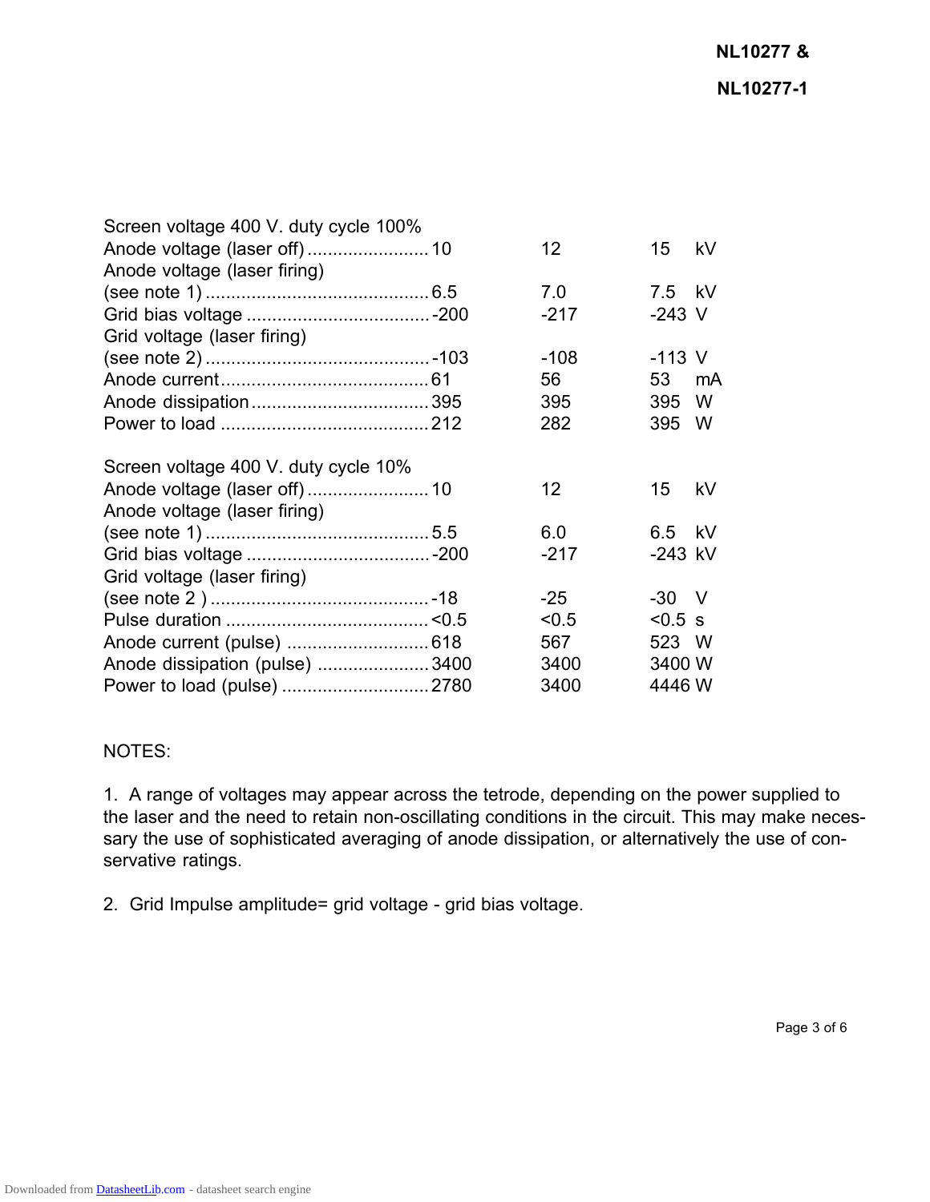Screen voltage 400 V. duty cycle 100%

| | | | | |
|---|---|---|---|---|
| Anode voltage (laser off) | 10 | 12 | 15 | kV |
| Anode voltage (laser firing) (see note 1) | 6.5 | 7.0 | 7.5 | kV |
| Grid bias voltage | -200 | -217 | -243 | V |
| Grid voltage (laser firing) (see note 2) | -103 | -108 | -113 | V |
| Anode current | 61 | 56 | 53 | mA |
| Anode dissipation | 395 | 395 | 395 | W |
| Power to load | 212 | 282 | 395 | W |

Screen voltage 400 V. duty cycle 10%

| | | | | |
|---|---|---|---|---|
| Anode voltage (laser off) | 10 | 12 | 15 | kV |
| Anode voltage (laser firing) (see note 1) | 5.5 | 6.0 | 6.5 | kV |
| Grid bias voltage | -200 | -217 | -243 | kV |
| Grid voltage (laser firing) (see note 2 ) | -18 | -25 | -30 | V |
| Pulse duration | <0.5 | <0.5 | <0.5 | s |
| Anode current (pulse) | 618 | 567 | 523 | W |
| Anode dissipation (pulse) | 3400 | 3400 | 3400 | W |
| Power to load (pulse) | 2780 | 3400 | 4446 | W |

NOTES:

1. A range of voltages may appear across the tetrode, depending on the power supplied to the laser and the need to retain non-oscillating conditions in the circuit. This may make necessary the use of sophisticated averaging of anode dissipation, or alternatively the use of conservative ratings.

2. Grid Impulse amplitude= grid voltage - grid bias voltage.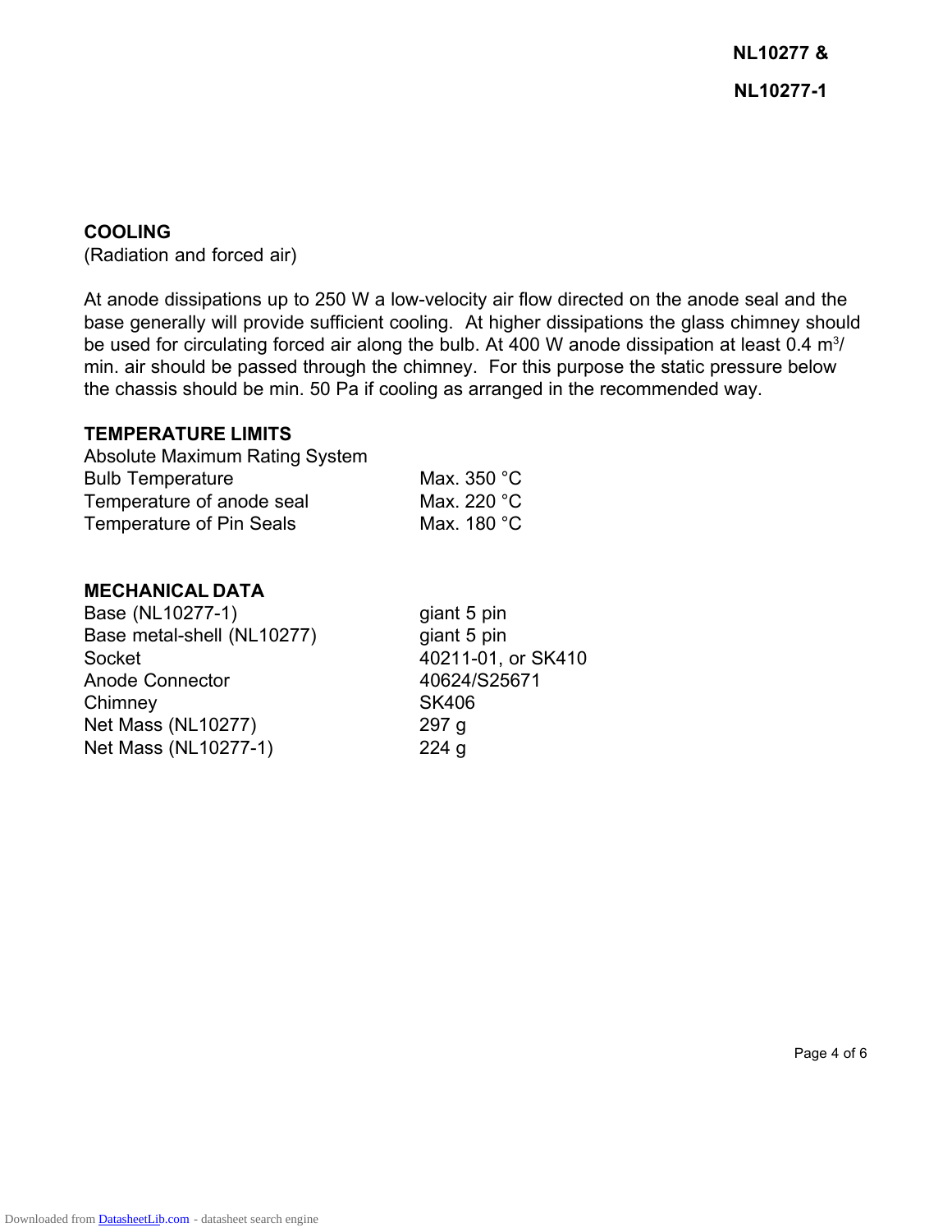## COOLING

(Radiation and forced air)

At anode dissipations up to 250 W a low-velocity air flow directed on the anode seal and the base generally will provide sufficient cooling. At higher dissipations the glass chimney should be used for circulating forced air along the bulb. At 400 W anode dissipation at least 0.4 $m^3$/min. air should be passed through the chimney. For this purpose the static pressure below the chassis should be min. 50 Pa if cooling as arranged in the recommended way.

## TEMPERATURE LIMITS

Absolute Maximum Rating System

| | |
|---|---|
| Bulb Temperature | Max. 350 °C |
| Temperature of anode seal | Max. 220 °C |
| Temperature of Pin Seals | Max. 180 °C |

## MECHANICAL DATA

| | |
|---|---|
| Base (NL10277-1) | giant 5 pin |
| Base metal-shell (NL10277) | giant 5 pin |
| Socket | 40211-01, or SK410 |
| Anode Connector | 40624/S25671 |
| Chimney | SK406 |
| Net Mass (NL10277) | 297 g |
| Net Mass (NL10277-1) | 224 g |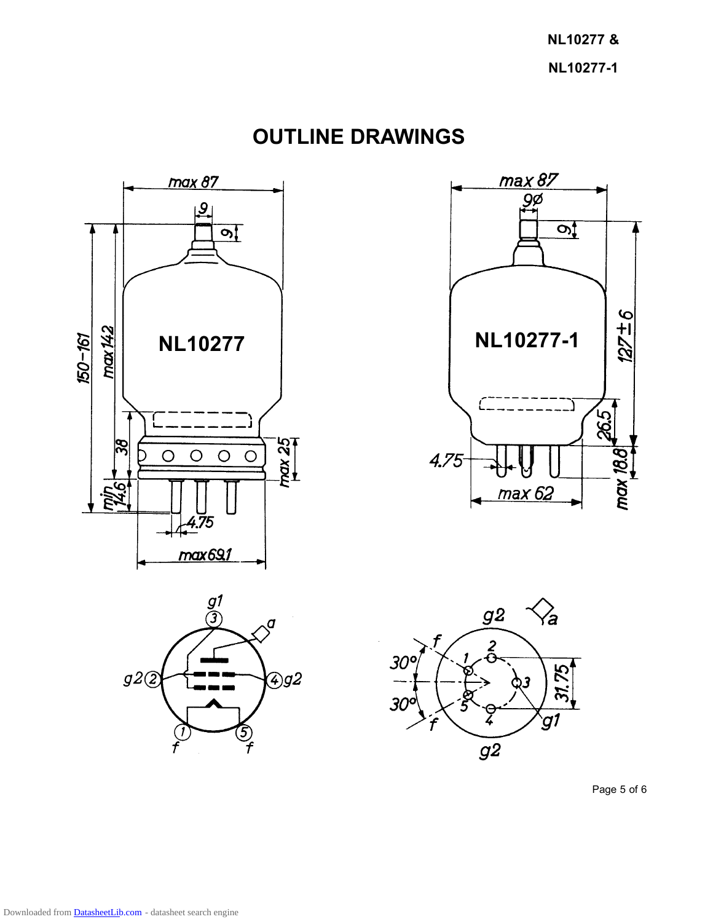# OUTLINE DRAWINGS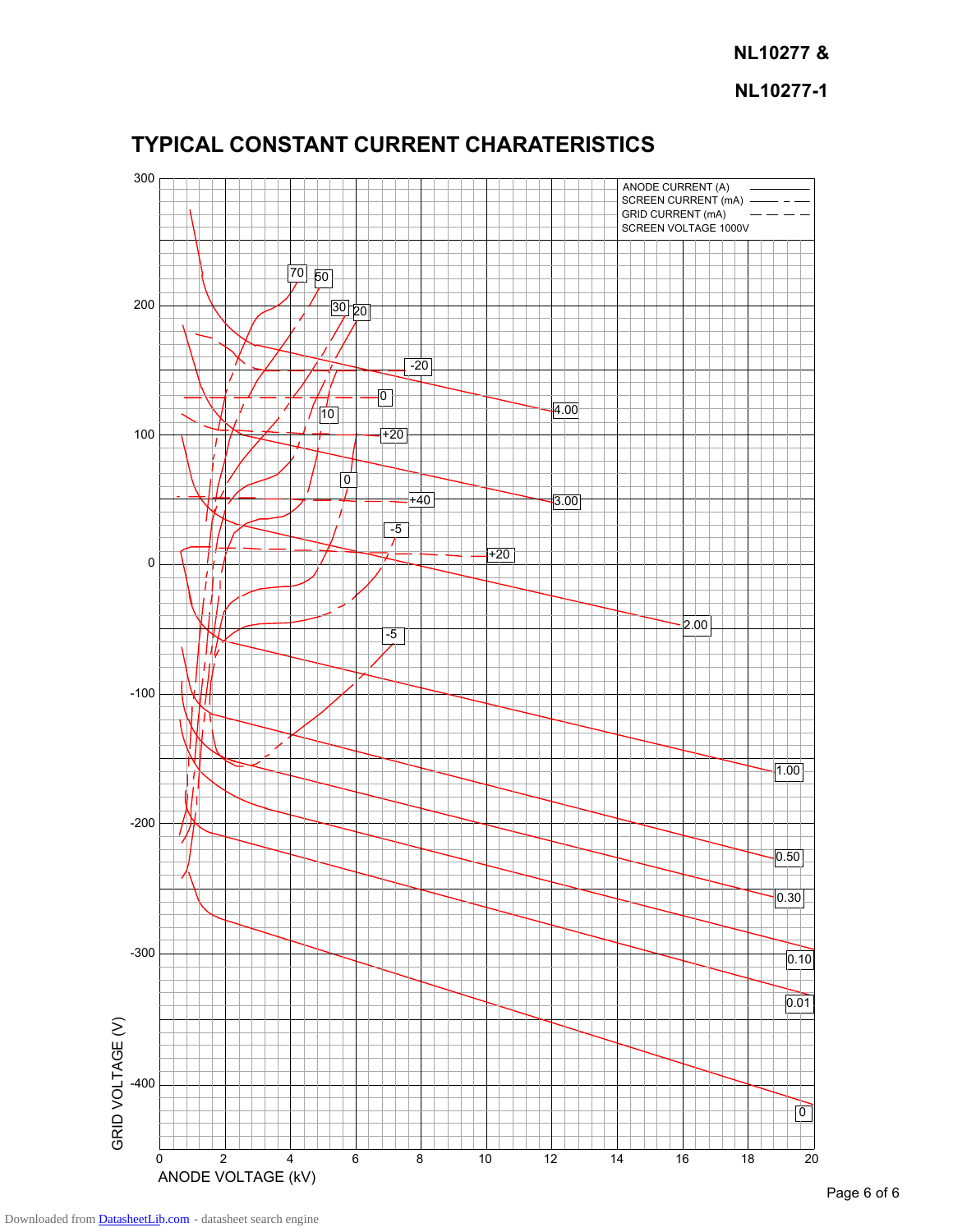NL10277 &

NL10277-1

## TYPICAL CONSTANT CURRENT CHARATERISTICS

ANODE CURRENT (A)
SCREEN CURRENT (mA)
GRID CURRENT (mA)
SCREEN VOLTAGE 1000V

GRID VOLTAGE (V)

300
200
100
0
-100
-200
-300
-400

ANODE VOLTAGE (kV)

0
2
4
6
8
10
12
14
16
18
20

70
50
30
20
-20
0
10
+20
4.00
0
+40
3.00
-5
+20
2.00
-5
1.00
0.50
0.30
0.10
0.01
0

Downloaded from DatasheetLib.com - datasheet search engine